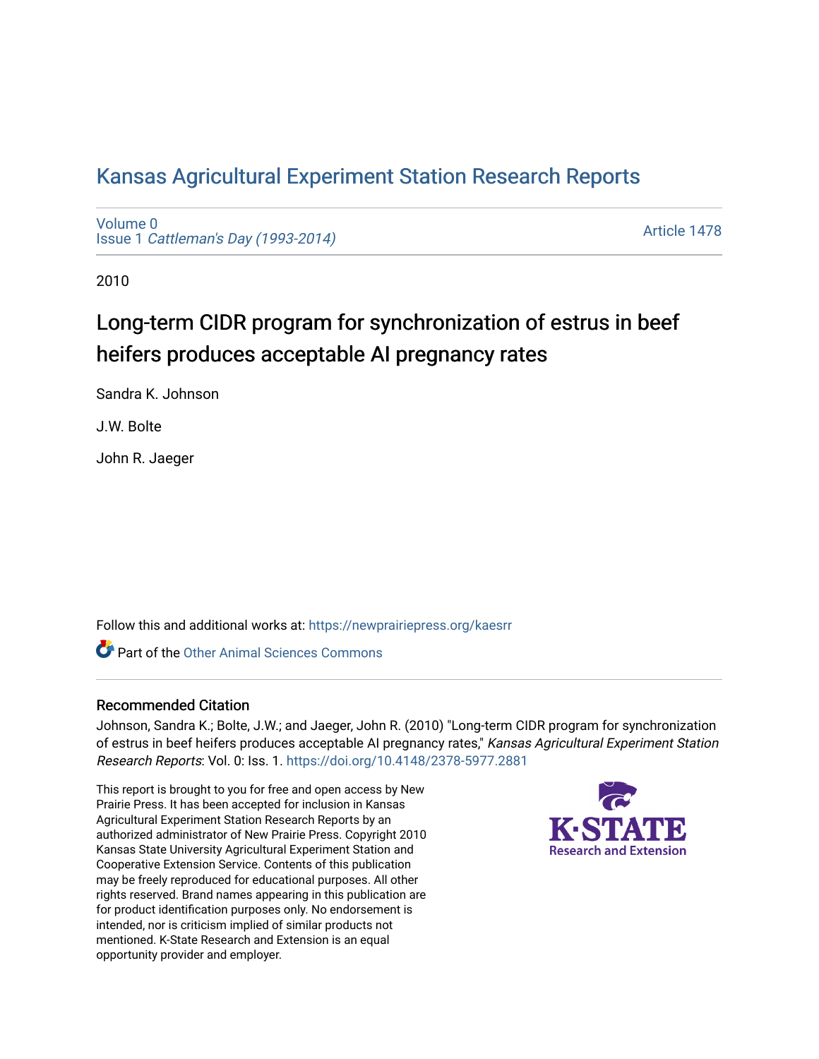# Kansas Agricultural Experiment Station Research Reports

Volume 0
Issue 1 *Cattleman's Day (1993-2014)*

Article 1478

2010

## Long-term CIDR program for synchronization of estrus in beef heifers produces acceptable AI pregnancy rates

Sandra K. Johnson

J.W. Bolte

John R. Jaeger

Follow this and additional works at: https://newprairiepress.org/kaesrr

Part of the Other Animal Sciences Commons

### Recommended Citation

Johnson, Sandra K.; Bolte, J.W.; and Jaeger, John R. (2010) "Long-term CIDR program for synchronization of estrus in beef heifers produces acceptable AI pregnancy rates," *Kansas Agricultural Experiment Station Research Reports*: Vol. 0: Iss. 1. https://doi.org/10.4148/2378-5977.2881

This report is brought to you for free and open access by New Prairie Press. It has been accepted for inclusion in Kansas Agricultural Experiment Station Research Reports by an authorized administrator of New Prairie Press. Copyright 2010 Kansas State University Agricultural Experiment Station and Cooperative Extension Service. Contents of this publication may be freely reproduced for educational purposes. All other rights reserved. Brand names appearing in this publication are for product identification purposes only. No endorsement is intended, nor is criticism implied of similar products not mentioned. K-State Research and Extension is an equal opportunity provider and employer.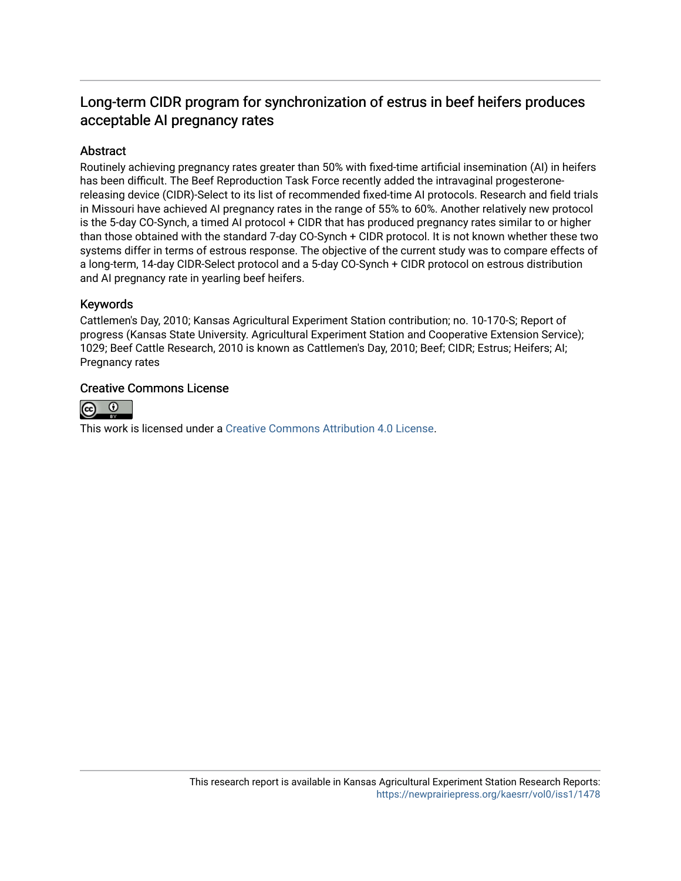## Long-term CIDR program for synchronization of estrus in beef heifers produces acceptable AI pregnancy rates

### Abstract

Routinely achieving pregnancy rates greater than 50% with fixed-time artificial insemination (AI) in heifers has been difficult. The Beef Reproduction Task Force recently added the intravaginal progesterone-releasing device (CIDR)-Select to its list of recommended fixed-time AI protocols. Research and field trials in Missouri have achieved AI pregnancy rates in the range of 55% to 60%. Another relatively new protocol is the 5-day CO-Synch, a timed AI protocol + CIDR that has produced pregnancy rates similar to or higher than those obtained with the standard 7-day CO-Synch + CIDR protocol. It is not known whether these two systems differ in terms of estrous response. The objective of the current study was to compare effects of a long-term, 14-day CIDR-Select protocol and a 5-day CO-Synch + CIDR protocol on estrous distribution and AI pregnancy rate in yearling beef heifers.

### Keywords

Cattlemen's Day, 2010; Kansas Agricultural Experiment Station contribution; no. 10-170-S; Report of progress (Kansas State University. Agricultural Experiment Station and Cooperative Extension Service); 1029; Beef Cattle Research, 2010 is known as Cattlemen's Day, 2010; Beef; CIDR; Estrus; Heifers; AI; Pregnancy rates

### Creative Commons License

This work is licensed under a Creative Commons Attribution 4.0 License.

This research report is available in Kansas Agricultural Experiment Station Research Reports: https://newprairiepress.org/kaesrr/vol0/iss1/1478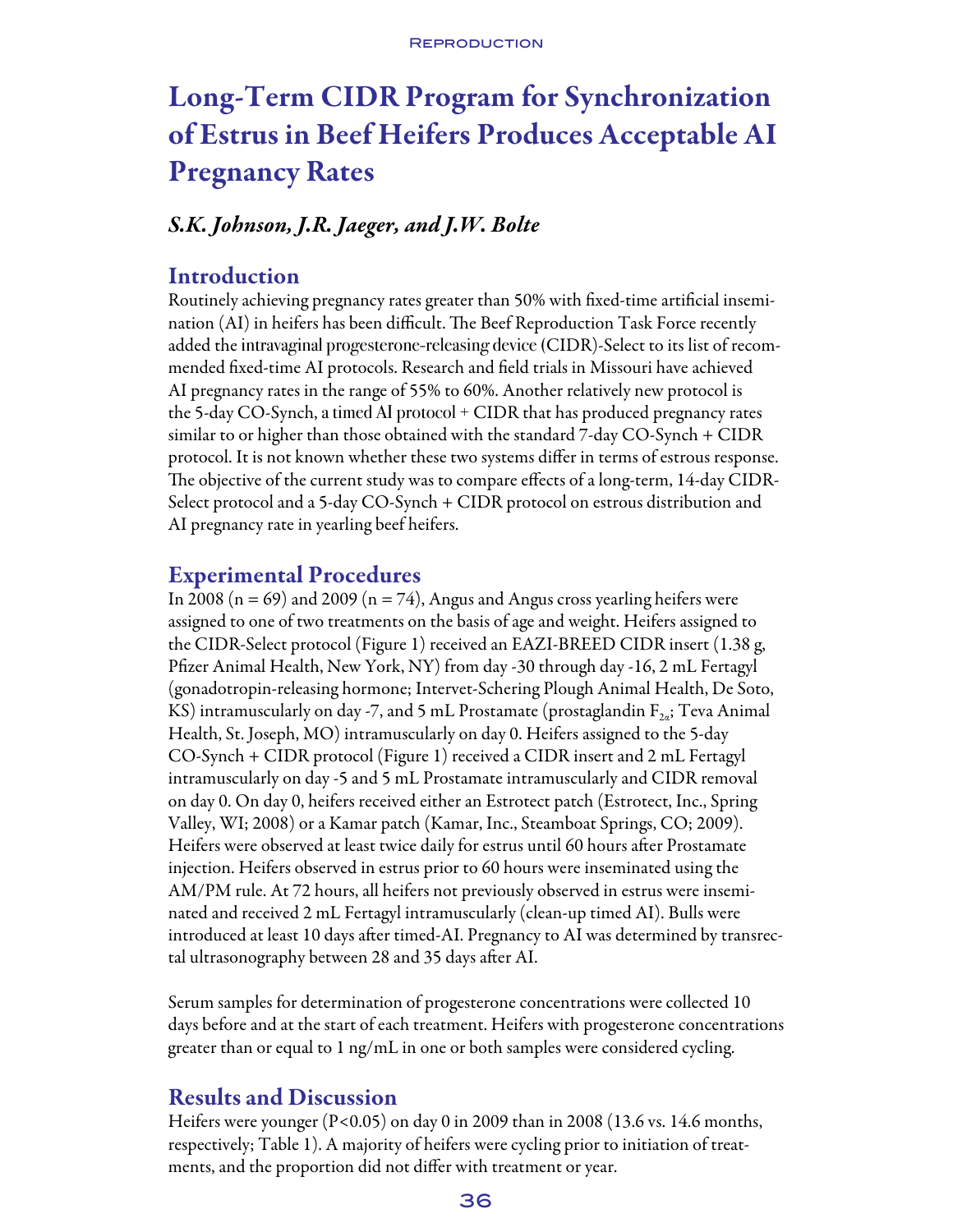# Long-Term CIDR Program for Synchronization of Estrus in Beef Heifers Produces Acceptable AI Pregnancy Rates

### *S.K. Johnson, J.R. Jaeger, and J.W. Bolte*

## Introduction

Routinely achieving pregnancy rates greater than 50% with fixed-time artificial insemination (AI) in heifers has been difficult. The Beef Reproduction Task Force recently added the intravaginal progesterone-releasing device (CIDR)-Select to its list of recommended fixed-time AI protocols. Research and field trials in Missouri have achieved AI pregnancy rates in the range of 55% to 60%. Another relatively new protocol is the 5-day CO-Synch, a timed AI protocol + CIDR that has produced pregnancy rates similar to or higher than those obtained with the standard 7-day CO-Synch + CIDR protocol. It is not known whether these two systems differ in terms of estrous response. The objective of the current study was to compare effects of a long-term, 14-day CIDR-Select protocol and a 5-day CO-Synch + CIDR protocol on estrous distribution and AI pregnancy rate in yearling beef heifers.

## Experimental Procedures

In 2008 (n = 69) and 2009 (n = 74), Angus and Angus cross yearling heifers were assigned to one of two treatments on the basis of age and weight. Heifers assigned to the CIDR-Select protocol (Figure 1) received an EAZI-BREED CIDR insert (1.38 g, Pfizer Animal Health, New York, NY) from day -30 through day -16, 2 mL Fertagyl (gonadotropin-releasing hormone; Intervet-Schering Plough Animal Health, De Soto, KS) intramuscularly on day -7, and 5 mL Prostamate (prostaglandin $F_{2\alpha}$; Teva Animal Health, St. Joseph, MO) intramuscularly on day 0. Heifers assigned to the 5-day CO-Synch + CIDR protocol (Figure 1) received a CIDR insert and 2 mL Fertagyl intramuscularly on day -5 and 5 mL Prostamate intramuscularly and CIDR removal on day 0. On day 0, heifers received either an Estrotect patch (Estrotect, Inc., Spring Valley, WI; 2008) or a Kamar patch (Kamar, Inc., Steamboat Springs, CO; 2009). Heifers were observed at least twice daily for estrus until 60 hours after Prostamate injection. Heifers observed in estrus prior to 60 hours were inseminated using the AM/PM rule. At 72 hours, all heifers not previously observed in estrus were inseminated and received 2 mL Fertagyl intramuscularly (clean-up timed AI). Bulls were introduced at least 10 days after timed-AI. Pregnancy to AI was determined by transrectal ultrasonography between 28 and 35 days after AI.

Serum samples for determination of progesterone concentrations were collected 10 days before and at the start of each treatment. Heifers with progesterone concentrations greater than or equal to 1 ng/mL in one or both samples were considered cycling.

## Results and Discussion

Heifers were younger ($P<0.05$) on day 0 in 2009 than in 2008 (13.6 vs. 14.6 months, respectively; Table 1). A majority of heifers were cycling prior to initiation of treatments, and the proportion did not differ with treatment or year.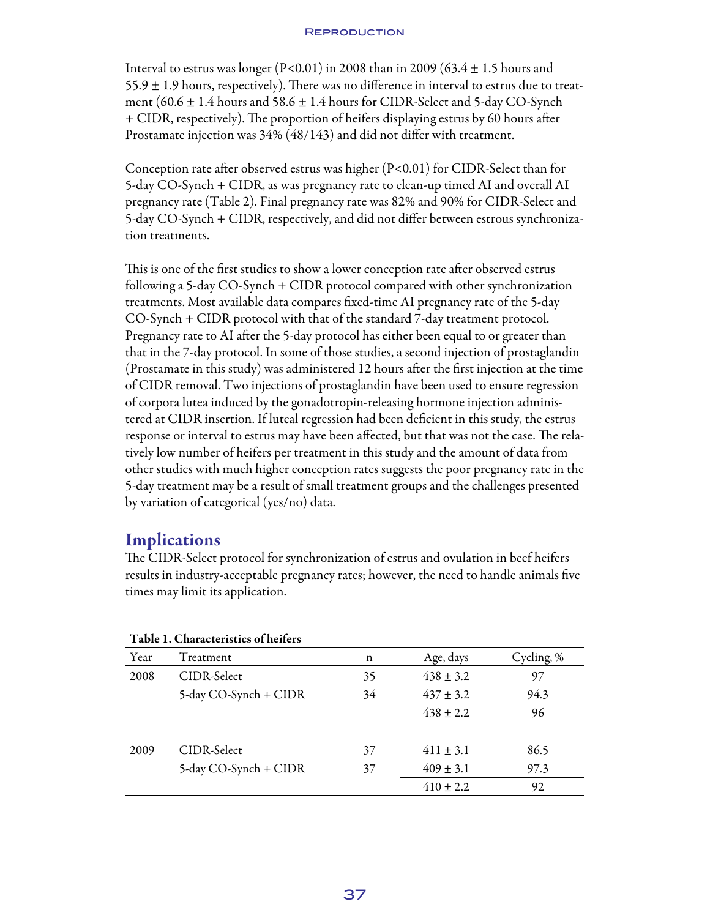Interval to estrus was longer ($P<0.01$) in 2008 than in 2009 ($63.4 \pm 1.5$ hours and $55.9 \pm 1.9$ hours, respectively). There was no difference in interval to estrus due to treatment ($60.6 \pm 1.4$ hours and $58.6 \pm 1.4$ hours for CIDR-Select and 5-day CO-Synch + CIDR, respectively). The proportion of heifers displaying estrus by 60 hours after Prostamate injection was 34% (48/143) and did not differ with treatment.

Conception rate after observed estrus was higher ($P<0.01$) for CIDR-Select than for 5-day CO-Synch + CIDR, as was pregnancy rate to clean-up timed AI and overall AI pregnancy rate (Table 2). Final pregnancy rate was 82% and 90% for CIDR-Select and 5-day CO-Synch + CIDR, respectively, and did not differ between estrous synchronization treatments.

This is one of the first studies to show a lower conception rate after observed estrus following a 5-day CO-Synch + CIDR protocol compared with other synchronization treatments. Most available data compares fixed-time AI pregnancy rate of the 5-day CO-Synch + CIDR protocol with that of the standard 7-day treatment protocol. Pregnancy rate to AI after the 5-day protocol has either been equal to or greater than that in the 7-day protocol. In some of those studies, a second injection of prostaglandin (Prostamate in this study) was administered 12 hours after the first injection at the time of CIDR removal. Two injections of prostaglandin have been used to ensure regression of corpora lutea induced by the gonadotropin-releasing hormone injection administered at CIDR insertion. If luteal regression had been deficient in this study, the estrus response or interval to estrus may have been affected, but that was not the case. The relatively low number of heifers per treatment in this study and the amount of data from other studies with much higher conception rates suggests the poor pregnancy rate in the 5-day treatment may be a result of small treatment groups and the challenges presented by variation of categorical (yes/no) data.

## Implications

The CIDR-Select protocol for synchronization of estrus and ovulation in beef heifers results in industry-acceptable pregnancy rates; however, the need to handle animals five times may limit its application.

**Table 1. Characteristics of heifers**

| Year | Treatment | n | Age, days | Cycling, % |
|---|---|---|---|---|
| 2008 | CIDR-Select | 35 | $438 \pm 3.2$ | 97 |
| | 5-day CO-Synch + CIDR | 34 | $437 \pm 3.2$ | 94.3 |
| | | | $438 \pm 2.2$ | 96 |
| 2009 | CIDR-Select | 37 | $411 \pm 3.1$ | 86.5 |
| | 5-day CO-Synch + CIDR | 37 | $409 \pm 3.1$ | 97.3 |
| | | | $410 \pm 2.2$ | 92 |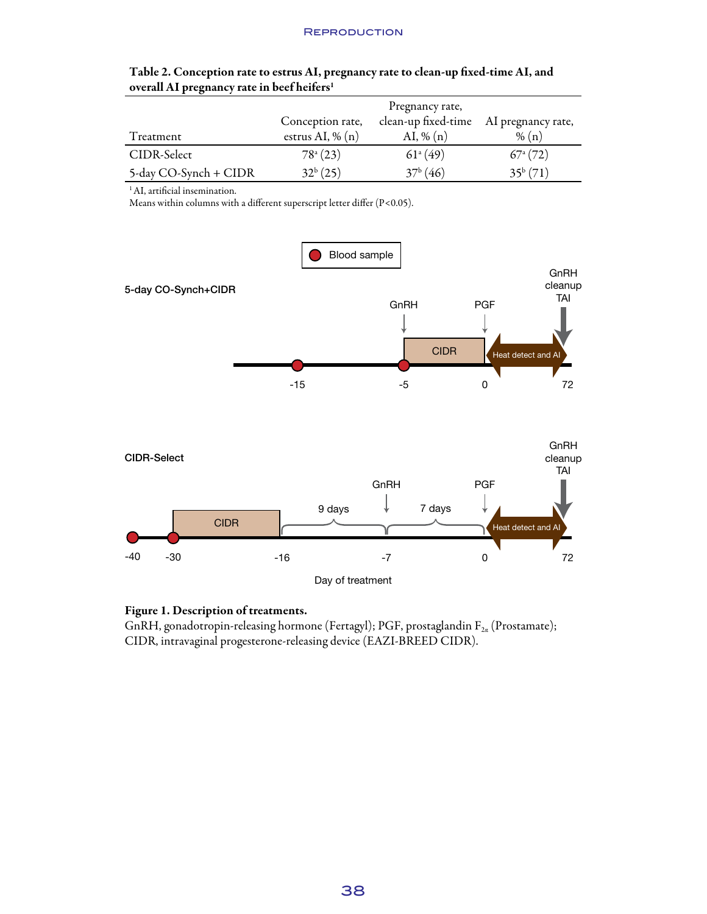**Table 2. Conception rate to estrus AI, pregnancy rate to clean-up fixed-time AI, and overall AI pregnancy rate in beef heifers[1]**

| Treatment | Conception rate, estrus AI, % (n) | Pregnancy rate, clean-up fixed-time AI, % (n) | AI pregnancy rate, % (n) |
|---|---|---|---|
| CIDR-Select | 78[a] (23) | 61[a] (49) | 67[a] (72) |
| 5-day CO-Synch + CIDR | 32[b] (25) | 37[b] (46) | 35[b] (71) |

[1] AI, artificial insemination.
Means within columns with a different superscript letter differ ($P<0.05$).

Blood sample

5-day CO-Synch+CIDR

GnRH
PGF
GnRH cleanup TAI
CIDR
Heat detect and AI
-15
-5
0
72

CIDR-Select

GnRH
PGF
GnRH cleanup TAI
CIDR
9 days
7 days
Heat detect and AI
-40
-30
-16
-7
0
72

Day of treatment

**Figure 1. Description of treatments.**
GnRH, gonadotropin-releasing hormone (Fertagyl); PGF, prostaglandin $F_{2\alpha}$ (Prostamate); CIDR, intravaginal progesterone-releasing device (EAZI-BREED CIDR).